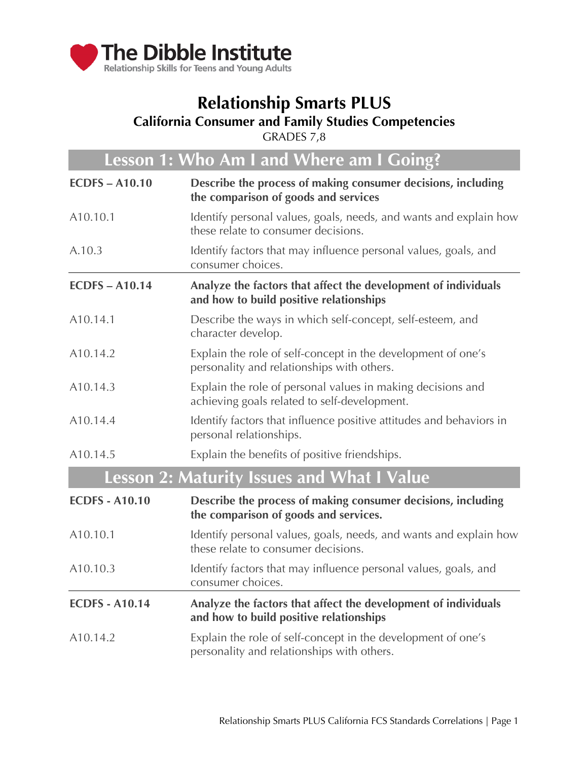The Dibble Institute
Relationship Skills for Teens and Young Adults

# Relationship Smarts PLUS

## California Consumer and Family Studies Competencies

GRADES 7,8

## Lesson 1: Who Am I and Where am I Going?

| | |
|---|---|
| **ECDFS – A10.10** | **Describe the process of making consumer decisions, including the comparison of goods and services** |
| A10.10.1 | Identify personal values, goals, needs, and wants and explain how these relate to consumer decisions. |
| A.10.3 | Identify factors that may influence personal values, goals, and consumer choices. |
| **ECDFS – A10.14** | **Analyze the factors that affect the development of individuals and how to build positive relationships** |
| A10.14.1 | Describe the ways in which self-concept, self-esteem, and character develop. |
| A10.14.2 | Explain the role of self-concept in the development of one's personality and relationships with others. |
| A10.14.3 | Explain the role of personal values in making decisions and achieving goals related to self-development. |
| A10.14.4 | Identify factors that influence positive attitudes and behaviors in personal relationships. |
| A10.14.5 | Explain the benefits of positive friendships. |

## Lesson 2: Maturity Issues and What I Value

| | |
|---|---|
| **ECDFS - A10.10** | **Describe the process of making consumer decisions, including the comparison of goods and services.** |
| A10.10.1 | Identify personal values, goals, needs, and wants and explain how these relate to consumer decisions. |
| A10.10.3 | Identify factors that may influence personal values, goals, and consumer choices. |
| **ECDFS - A10.14** | **Analyze the factors that affect the development of individuals and how to build positive relationships** |
| A10.14.2 | Explain the role of self-concept in the development of one's personality and relationships with others. |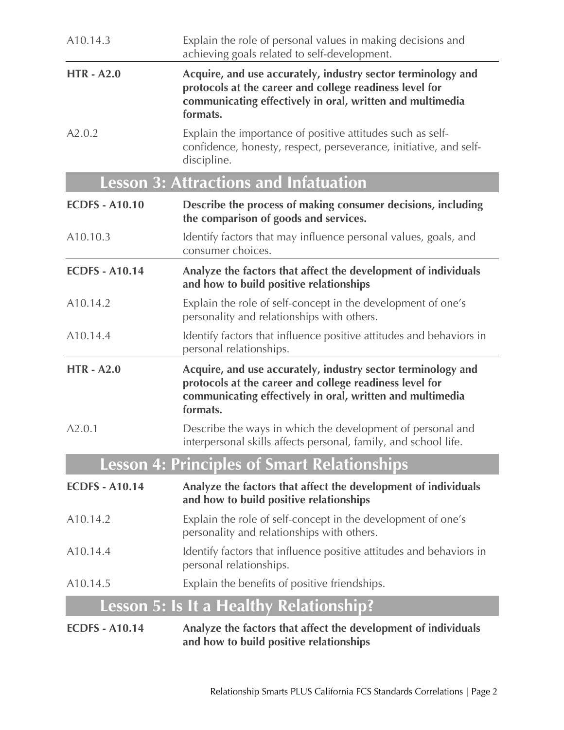| | |
|---|---|
| A10.14.3 | Explain the role of personal values in making decisions and achieving goals related to self-development. |
| **HTR - A2.0** | **Acquire, and use accurately, industry sector terminology and protocols at the career and college readiness level for communicating effectively in oral, written and multimedia formats.** |
| A2.0.2 | Explain the importance of positive attitudes such as self-confidence, honesty, respect, perseverance, initiative, and self-discipline. |

## Lesson 3: Attractions and Infatuation

| | |
|---|---|
| **ECDFS - A10.10** | **Describe the process of making consumer decisions, including the comparison of goods and services.** |
| A10.10.3 | Identify factors that may influence personal values, goals, and consumer choices. |
| **ECDFS - A10.14** | **Analyze the factors that affect the development of individuals and how to build positive relationships** |
| A10.14.2 | Explain the role of self-concept in the development of one's personality and relationships with others. |
| A10.14.4 | Identify factors that influence positive attitudes and behaviors in personal relationships. |
| **HTR - A2.0** | **Acquire, and use accurately, industry sector terminology and protocols at the career and college readiness level for communicating effectively in oral, written and multimedia formats.** |
| A2.0.1 | Describe the ways in which the development of personal and interpersonal skills affects personal, family, and school life. |

## Lesson 4: Principles of Smart Relationships

| | |
|---|---|
| **ECDFS - A10.14** | **Analyze the factors that affect the development of individuals and how to build positive relationships** |
| A10.14.2 | Explain the role of self-concept in the development of one's personality and relationships with others. |
| A10.14.4 | Identify factors that influence positive attitudes and behaviors in personal relationships. |
| A10.14.5 | Explain the benefits of positive friendships. |

## Lesson 5: Is It a Healthy Relationship?

| | |
|---|---|
| **ECDFS - A10.14** | **Analyze the factors that affect the development of individuals and how to build positive relationships** |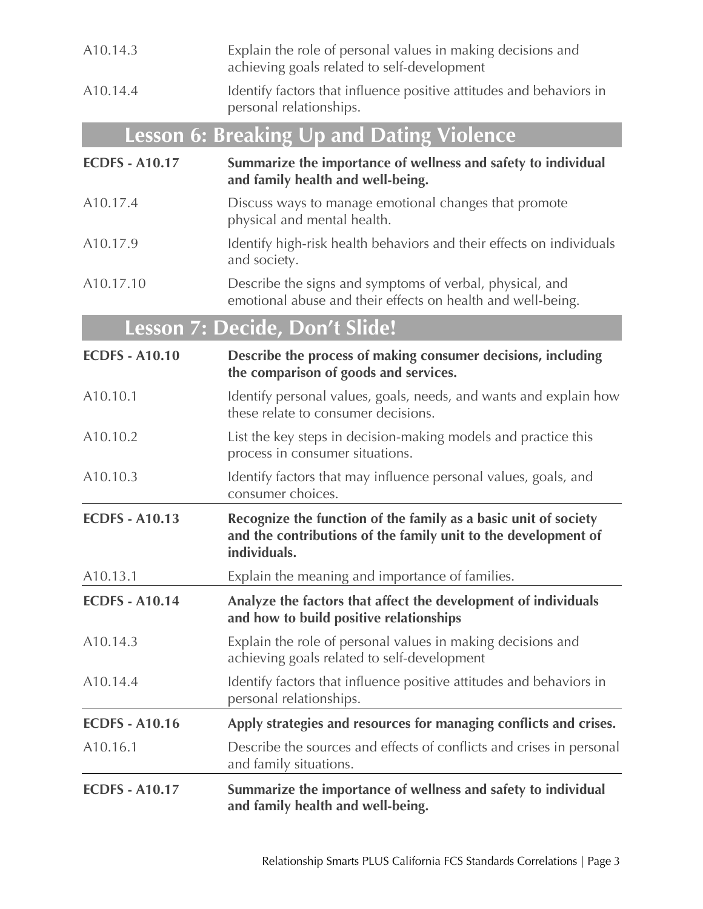| | |
|---|---|
| A10.14.3 | Explain the role of personal values in making decisions and achieving goals related to self-development |
| A10.14.4 | Identify factors that influence positive attitudes and behaviors in personal relationships. |

## Lesson 6: Breaking Up and Dating Violence

| | |
|---|---|
| **ECDFS - A10.17** | **Summarize the importance of wellness and safety to individual and family health and well-being.** |
| A10.17.4 | Discuss ways to manage emotional changes that promote physical and mental health. |
| A10.17.9 | Identify high-risk health behaviors and their effects on individuals and society. |
| A10.17.10 | Describe the signs and symptoms of verbal, physical, and emotional abuse and their effects on health and well-being. |

## Lesson 7: Decide, Don't Slide!

| | |
|---|---|
| **ECDFS - A10.10** | **Describe the process of making consumer decisions, including the comparison of goods and services.** |
| A10.10.1 | Identify personal values, goals, needs, and wants and explain how these relate to consumer decisions. |
| A10.10.2 | List the key steps in decision-making models and practice this process in consumer situations. |
| A10.10.3 | Identify factors that may influence personal values, goals, and consumer choices. |
| **ECDFS - A10.13** | **Recognize the function of the family as a basic unit of society and the contributions of the family unit to the development of individuals.** |
| A10.13.1 | Explain the meaning and importance of families. |
| **ECDFS - A10.14** | **Analyze the factors that affect the development of individuals and how to build positive relationships** |
| A10.14.3 | Explain the role of personal values in making decisions and achieving goals related to self-development |
| A10.14.4 | Identify factors that influence positive attitudes and behaviors in personal relationships. |
| **ECDFS - A10.16** | **Apply strategies and resources for managing conflicts and crises.** |
| A10.16.1 | Describe the sources and effects of conflicts and crises in personal and family situations. |
| **ECDFS - A10.17** | **Summarize the importance of wellness and safety to individual and family health and well-being.** |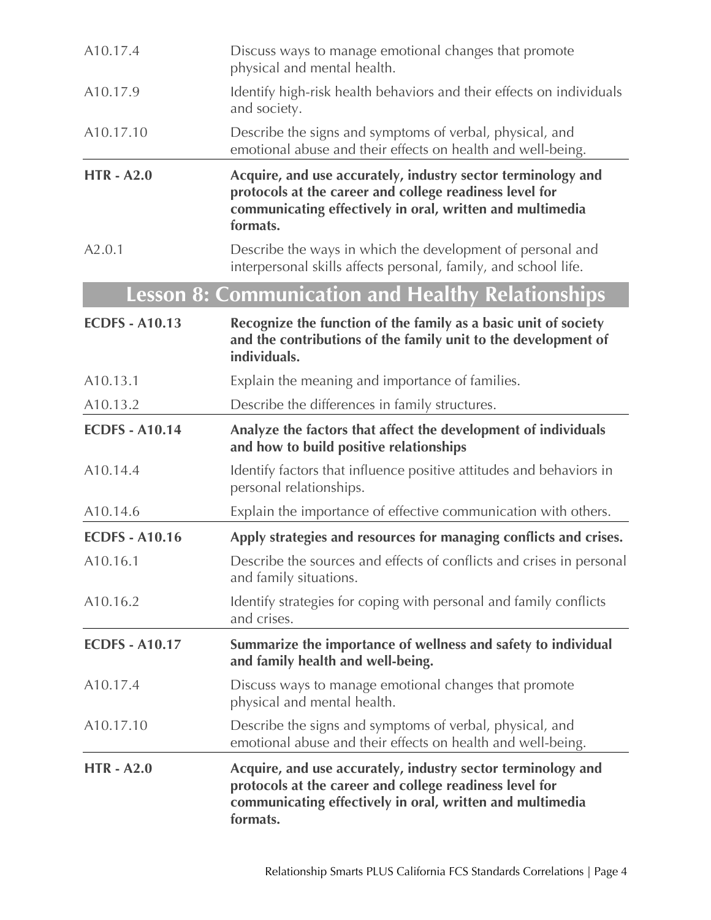| | |
|---|---|
| A10.17.4 | Discuss ways to manage emotional changes that promote physical and mental health. |
| A10.17.9 | Identify high-risk health behaviors and their effects on individuals and society. |
| A10.17.10 | Describe the signs and symptoms of verbal, physical, and emotional abuse and their effects on health and well-being. |
| **HTR - A2.0** | **Acquire, and use accurately, industry sector terminology and protocols at the career and college readiness level for communicating effectively in oral, written and multimedia formats.** |
| A2.0.1 | Describe the ways in which the development of personal and interpersonal skills affects personal, family, and school life. |

## Lesson 8: Communication and Healthy Relationships

| | |
|---|---|
| **ECDFS - A10.13** | **Recognize the function of the family as a basic unit of society and the contributions of the family unit to the development of individuals.** |
| A10.13.1 | Explain the meaning and importance of families. |
| A10.13.2 | Describe the differences in family structures. |
| **ECDFS - A10.14** | **Analyze the factors that affect the development of individuals and how to build positive relationships** |
| A10.14.4 | Identify factors that influence positive attitudes and behaviors in personal relationships. |
| A10.14.6 | Explain the importance of effective communication with others. |
| **ECDFS - A10.16** | **Apply strategies and resources for managing conflicts and crises.** |
| A10.16.1 | Describe the sources and effects of conflicts and crises in personal and family situations. |
| A10.16.2 | Identify strategies for coping with personal and family conflicts and crises. |
| **ECDFS - A10.17** | **Summarize the importance of wellness and safety to individual and family health and well-being.** |
| A10.17.4 | Discuss ways to manage emotional changes that promote physical and mental health. |
| A10.17.10 | Describe the signs and symptoms of verbal, physical, and emotional abuse and their effects on health and well-being. |
| **HTR - A2.0** | **Acquire, and use accurately, industry sector terminology and protocols at the career and college readiness level for communicating effectively in oral, written and multimedia formats.** |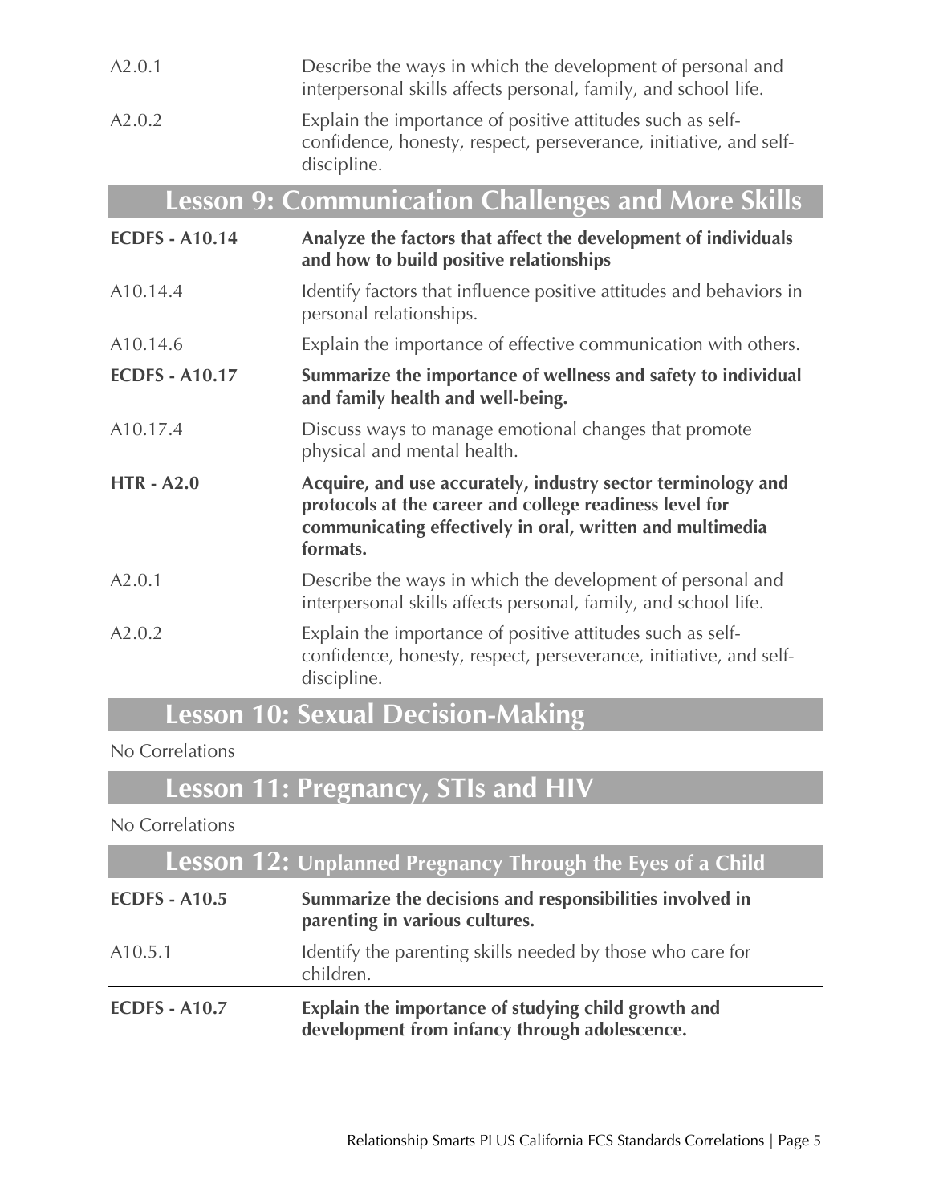| | |
|---|---|
| A2.0.1 | Describe the ways in which the development of personal and interpersonal skills affects personal, family, and school life. |
| A2.0.2 | Explain the importance of positive attitudes such as self-confidence, honesty, respect, perseverance, initiative, and self-discipline. |

## Lesson 9: Communication Challenges and More Skills

| | |
|---|---|
| **ECDFS - A10.14** | **Analyze the factors that affect the development of individuals and how to build positive relationships** |
| A10.14.4 | Identify factors that influence positive attitudes and behaviors in personal relationships. |
| A10.14.6 | Explain the importance of effective communication with others. |
| **ECDFS - A10.17** | **Summarize the importance of wellness and safety to individual and family health and well-being.** |
| A10.17.4 | Discuss ways to manage emotional changes that promote physical and mental health. |
| **HTR - A2.0** | **Acquire, and use accurately, industry sector terminology and protocols at the career and college readiness level for communicating effectively in oral, written and multimedia formats.** |
| A2.0.1 | Describe the ways in which the development of personal and interpersonal skills affects personal, family, and school life. |
| A2.0.2 | Explain the importance of positive attitudes such as self-confidence, honesty, respect, perseverance, initiative, and self-discipline. |

## Lesson 10: Sexual Decision-Making

No Correlations

## Lesson 11: Pregnancy, STIs and HIV

No Correlations

## Lesson 12: Unplanned Pregnancy Through the Eyes of a Child

| | |
|---|---|
| **ECDFS - A10.5** | **Summarize the decisions and responsibilities involved in parenting in various cultures.** |
| A10.5.1 | Identify the parenting skills needed by those who care for children. |
| **ECDFS - A10.7** | **Explain the importance of studying child growth and development from infancy through adolescence.** |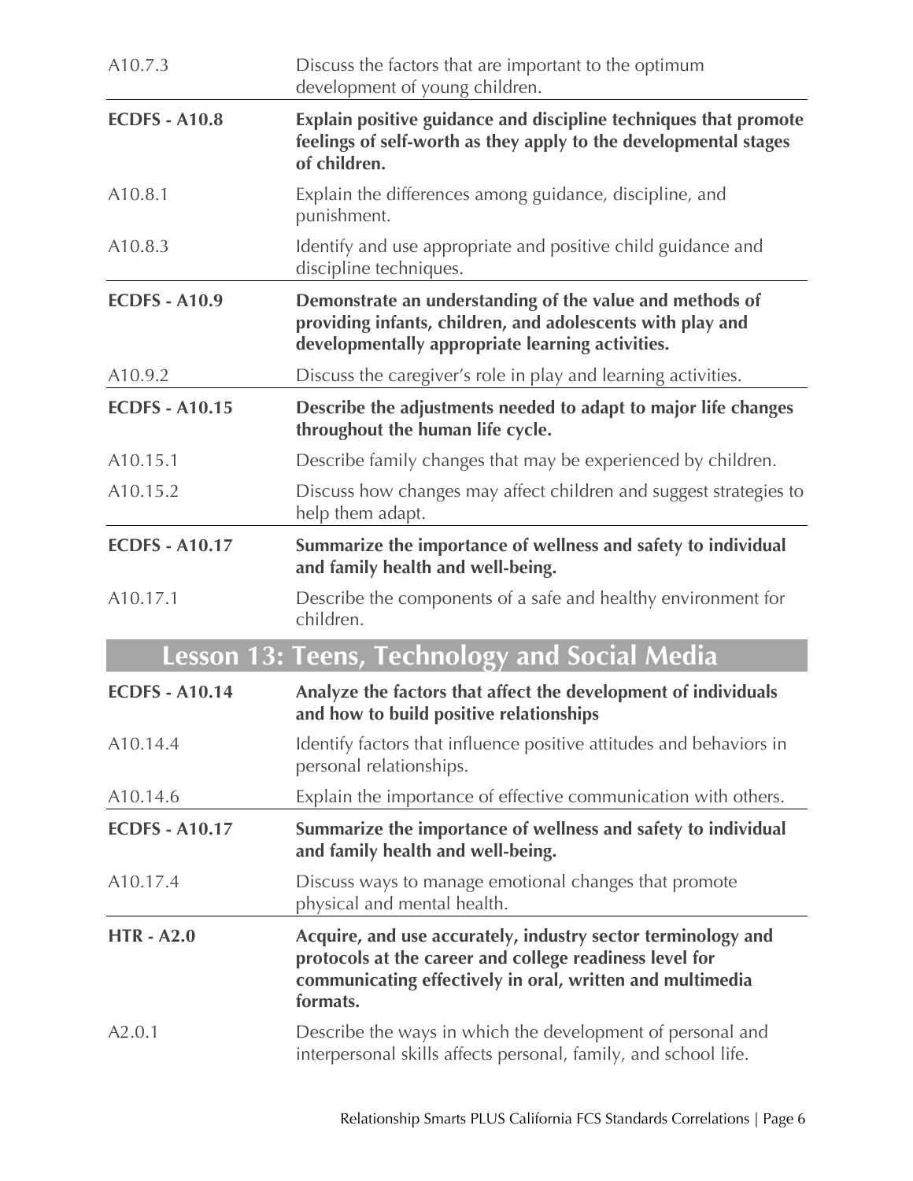| | |
|---|---|
| A10.7.3 | Discuss the factors that are important to the optimum development of young children. |
| **ECDFS - A10.8** | **Explain positive guidance and discipline techniques that promote feelings of self-worth as they apply to the developmental stages of children.** |
| A10.8.1 | Explain the differences among guidance, discipline, and punishment. |
| A10.8.3 | Identify and use appropriate and positive child guidance and discipline techniques. |
| **ECDFS - A10.9** | **Demonstrate an understanding of the value and methods of providing infants, children, and adolescents with play and developmentally appropriate learning activities.** |
| A10.9.2 | Discuss the caregiver's role in play and learning activities. |
| **ECDFS - A10.15** | **Describe the adjustments needed to adapt to major life changes throughout the human life cycle.** |
| A10.15.1 | Describe family changes that may be experienced by children. |
| A10.15.2 | Discuss how changes may affect children and suggest strategies to help them adapt. |
| **ECDFS - A10.17** | **Summarize the importance of wellness and safety to individual and family health and well-being.** |
| A10.17.1 | Describe the components of a safe and healthy environment for children. |

## Lesson 13: Teens, Technology and Social Media

| | |
|---|---|
| **ECDFS - A10.14** | **Analyze the factors that affect the development of individuals and how to build positive relationships** |
| A10.14.4 | Identify factors that influence positive attitudes and behaviors in personal relationships. |
| A10.14.6 | Explain the importance of effective communication with others. |
| **ECDFS - A10.17** | **Summarize the importance of wellness and safety to individual and family health and well-being.** |
| A10.17.4 | Discuss ways to manage emotional changes that promote physical and mental health. |
| **HTR - A2.0** | **Acquire, and use accurately, industry sector terminology and protocols at the career and college readiness level for communicating effectively in oral, written and multimedia formats.** |
| A2.0.1 | Describe the ways in which the development of personal and interpersonal skills affects personal, family, and school life. |